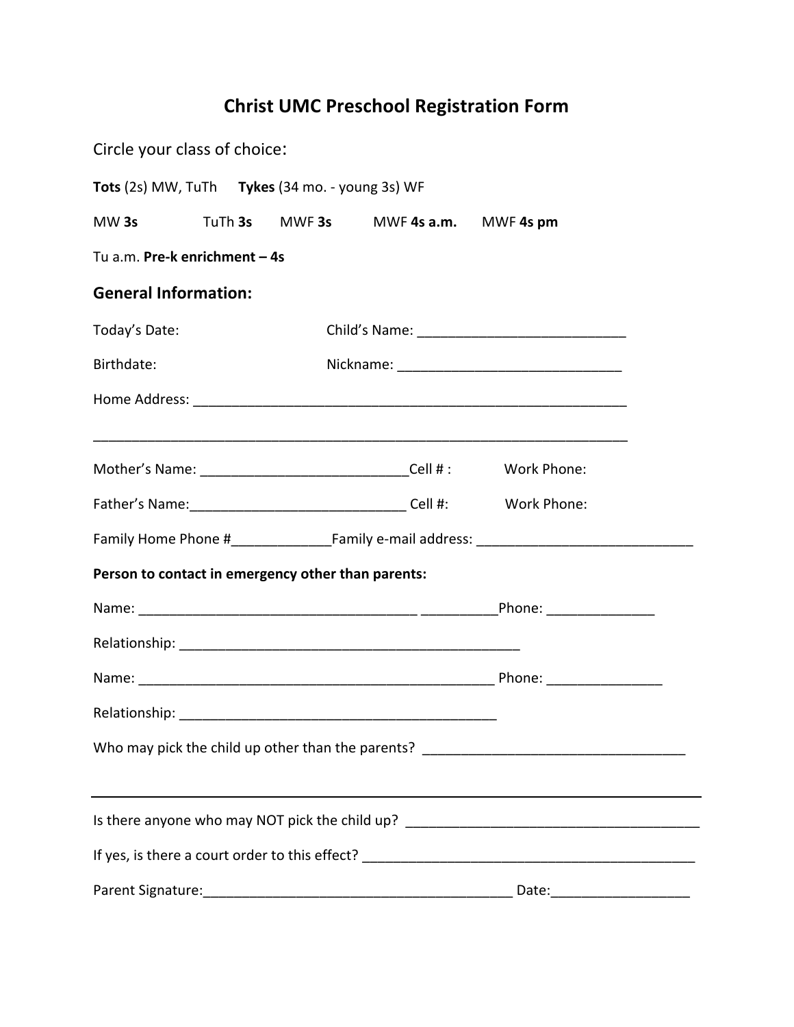# Christ UMC Preschool Registration Form

Circle your class of choice:

**Tots** (2s) MW, TuTh **Tykes** (34 mo. - young 3s) WF

MW **3s** TuTh **3s** MWF **3s** MWF **4s a.m.** MWF **4s pm**

Tu a.m. **Pre-k enrichment – 4s**

## General Information:

Today's Date: Child's Name: ___________________________

Birthdate: Nickname: _____________________________

Home Address: __________________________________________________________

_________________________________________________________________________

Mother's Name: ___________________________Cell # : Work Phone:

Father's Name:____________________________ Cell #: Work Phone:

Family Home Phone #_____________Family e-mail address: ____________________________

**Person to contact in emergency other than parents:**

Name: _____________________________________ __________Phone: ______________

Relationship: ______________________________________________

Name: ________________________________________________ Phone: _______________

Relationship: ___________________________________________

Who may pick the child up other than the parents? __________________________________

_________________________________________________________________________

Is there anyone who may NOT pick the child up? ______________________________________

If yes, is there a court order to this effect? _____________________________________________

Parent Signature:_________________________________________ Date:__________________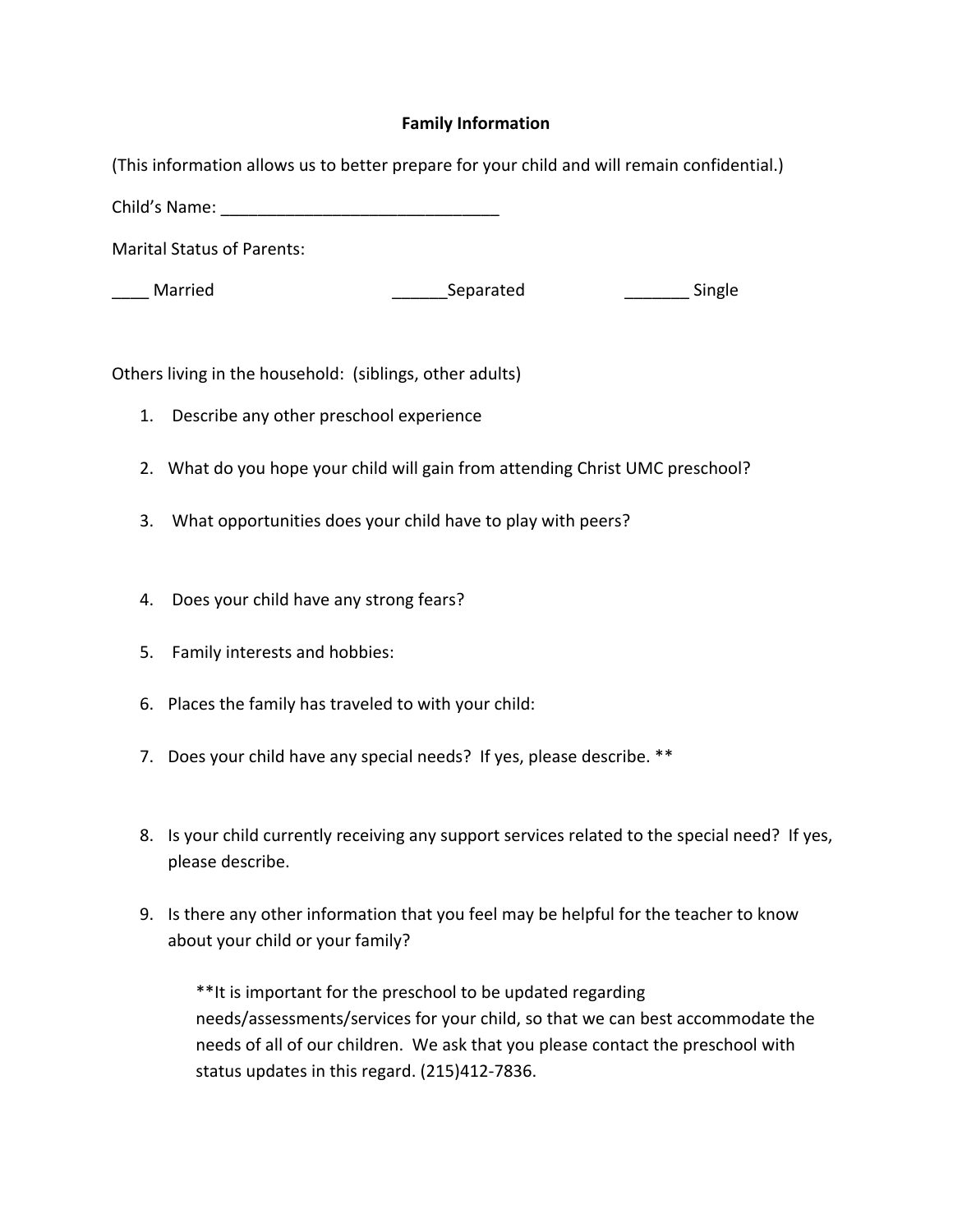**Family Information**

(This information allows us to better prepare for your child and will remain confidential.)

Child's Name: ______________________________

Marital Status of Parents:

____ Married ______Separated _______ Single

Others living in the household: (siblings, other adults)

1. Describe any other preschool experience
2. What do you hope your child will gain from attending Christ UMC preschool?
3. What opportunities does your child have to play with peers?
4. Does your child have any strong fears?
5. Family interests and hobbies:
6. Places the family has traveled to with your child:
7. Does your child have any special needs? If yes, please describe. **
8. Is your child currently receiving any support services related to the special need? If yes, please describe.
9. Is there any other information that you feel may be helpful for the teacher to know about your child or your family?

**It is important for the preschool to be updated regarding needs/assessments/services for your child, so that we can best accommodate the needs of all of our children. We ask that you please contact the preschool with status updates in this regard. (215)412-7836.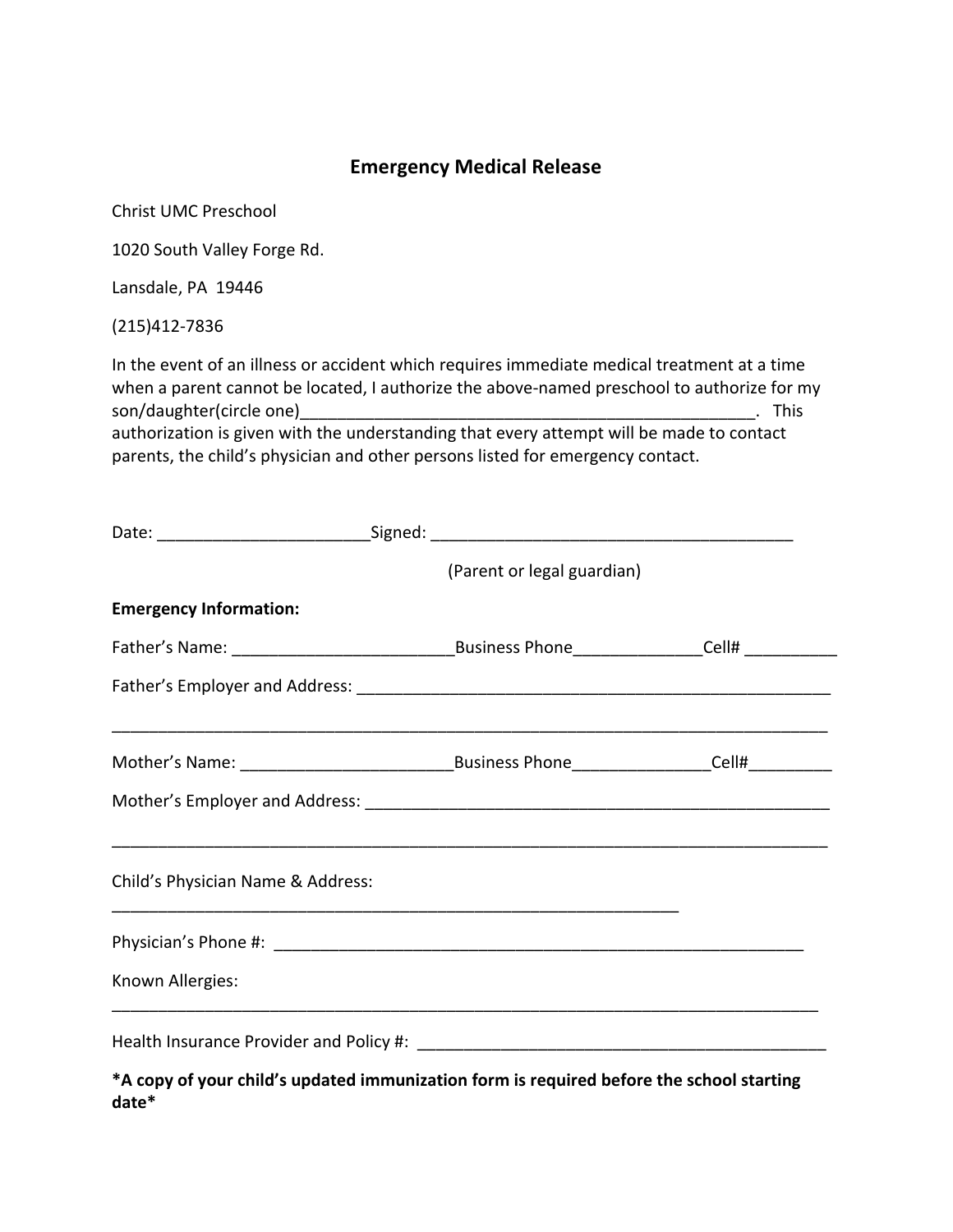# Emergency Medical Release

Christ UMC Preschool

1020 South Valley Forge Rd.

Lansdale, PA 19446

(215)412-7836

In the event of an illness or accident which requires immediate medical treatment at a time when a parent cannot be located, I authorize the above-named preschool to authorize for my son/daughter(circle one)__________________________________________________. This authorization is given with the understanding that every attempt will be made to contact parents, the child's physician and other persons listed for emergency contact.

Date: ______________________ Signed: ______________________________________

(Parent or legal guardian)

**Emergency Information:**

Father's Name: _______________________ Business Phone______________ Cell# __________

Father's Employer and Address: ___________________________________________________

______________________________________________________________________________

Mother's Name: ______________________ Business Phone_______________ Cell#_________

Mother's Employer and Address: ___________________________________________________

______________________________________________________________________________

Child's Physician Name & Address:

_______________________________________________________________

Physician's Phone #: __________________________________________________________

Known Allergies:

_____________________________________________________________________________

Health Insurance Provider and Policy #: _____________________________________________

**\*A copy of your child's updated immunization form is required before the school starting date\***